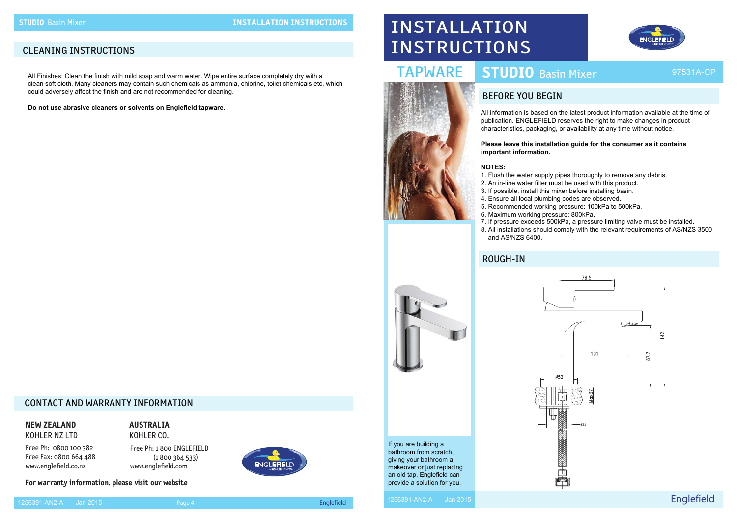# INSTALLATION INSTRUCTIONS

## TAPWARE

## STUDIO Basin Mixer

97531A-CP

### BEFORE YOU BEGIN

All information is based on the latest product information available at the time of publication. ENGLEFIELD reserves the right to make changes in product characteristics, packaging, or availability at any time without notice.

**Please leave this installation guide for the consumer as it contains important information.**

**NOTES:**

1. Flush the water supply pipes thoroughly to remove any debris.
2. An in-line water filter must be used with this product.
3. If possible, install this mixer before installing basin.
4. Ensure all local plumbing codes are observed.
5. Recommended working pressure: 100kPa to 500kPa.
6. Maximum working pressure: 800kPa.
7. If pressure exceeds 500kPa, a pressure limiting valve must be installed.
8. All installations should comply with the relevant requirements of AS/NZS 3500 and AS/NZS 6400.

### ROUGH-IN

78.5

142

101

87.7

ø52

Max37

ø35

If you are building a bathroom from scratch, giving your bathroom a makeover or just replacing an old tap, Englefield can provide a solution for you.

### CLEANING INSTRUCTIONS

All Finishes: Clean the finish with mild soap and warm water. Wipe entire surface completely dry with a clean soft cloth. Many cleaners may contain such chemicals as ammonia, chlorine, toilet chemicals etc. which could adversely affect the finish and are not recommended for cleaning.

**Do not use abrasive cleaners or solvents on Englefield tapware.**

### CONTACT AND WARRANTY INFORMATION

**NEW ZEALAND**
KOHLER NZ LTD

Free Ph: 0800 100 382
Free Fax: 0800 664 488
www.englefield.co.nz

**AUSTRALIA**
KOHLER CO.

Free Ph: 1 800 ENGLEFIELD
(1 800 364 533)
www.englefield.com

**For warranty information, please visit our website**

1256391-AN2-A Jan 2015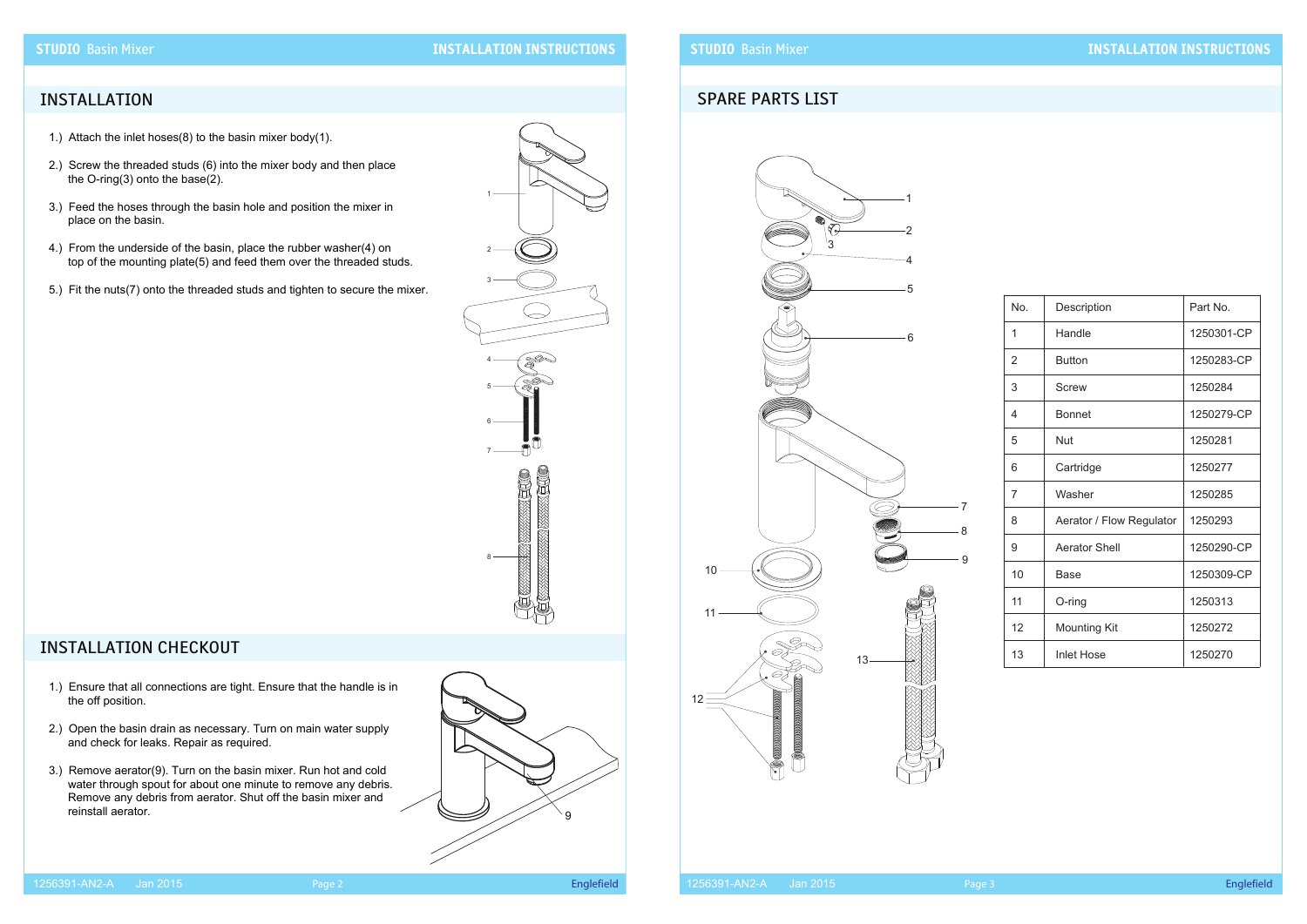## INSTALLATION

1.) Attach the inlet hoses(8) to the basin mixer body(1).

2.) Screw the threaded studs (6) into the mixer body and then place the O-ring(3) onto the base(2).

3.) Feed the hoses through the basin hole and position the mixer in place on the basin.

4.) From the underside of the basin, place the rubber washer(4) on top of the mounting plate(5) and feed them over the threaded studs.

5.) Fit the nuts(7) onto the threaded studs and tighten to secure the mixer.

## INSTALLATION CHECKOUT

1.) Ensure that all connections are tight. Ensure that the handle is in the off position.

2.) Open the basin drain as necessary. Turn on main water supply and check for leaks. Repair as required.

3.) Remove aerator(9). Turn on the basin mixer. Run hot and cold water through spout for about one minute to remove any debris. Remove any debris from aerator. Shut off the basin mixer and reinstall aerator.

## SPARE PARTS LIST

| No. | Description | Part No. |
|---|---|---|
| 1 | Handle | 1250301-CP |
| 2 | Button | 1250283-CP |
| 3 | Screw | 1250284 |
| 4 | Bonnet | 1250279-CP |
| 5 | Nut | 1250281 |
| 6 | Cartridge | 1250277 |
| 7 | Washer | 1250285 |
| 8 | Aerator / Flow Regulator | 1250293 |
| 9 | Aerator Shell | 1250290-CP |
| 10 | Base | 1250309-CP |
| 11 | O-ring | 1250313 |
| 12 | Mounting Kit | 1250272 |
| 13 | Inlet Hose | 1250270 |